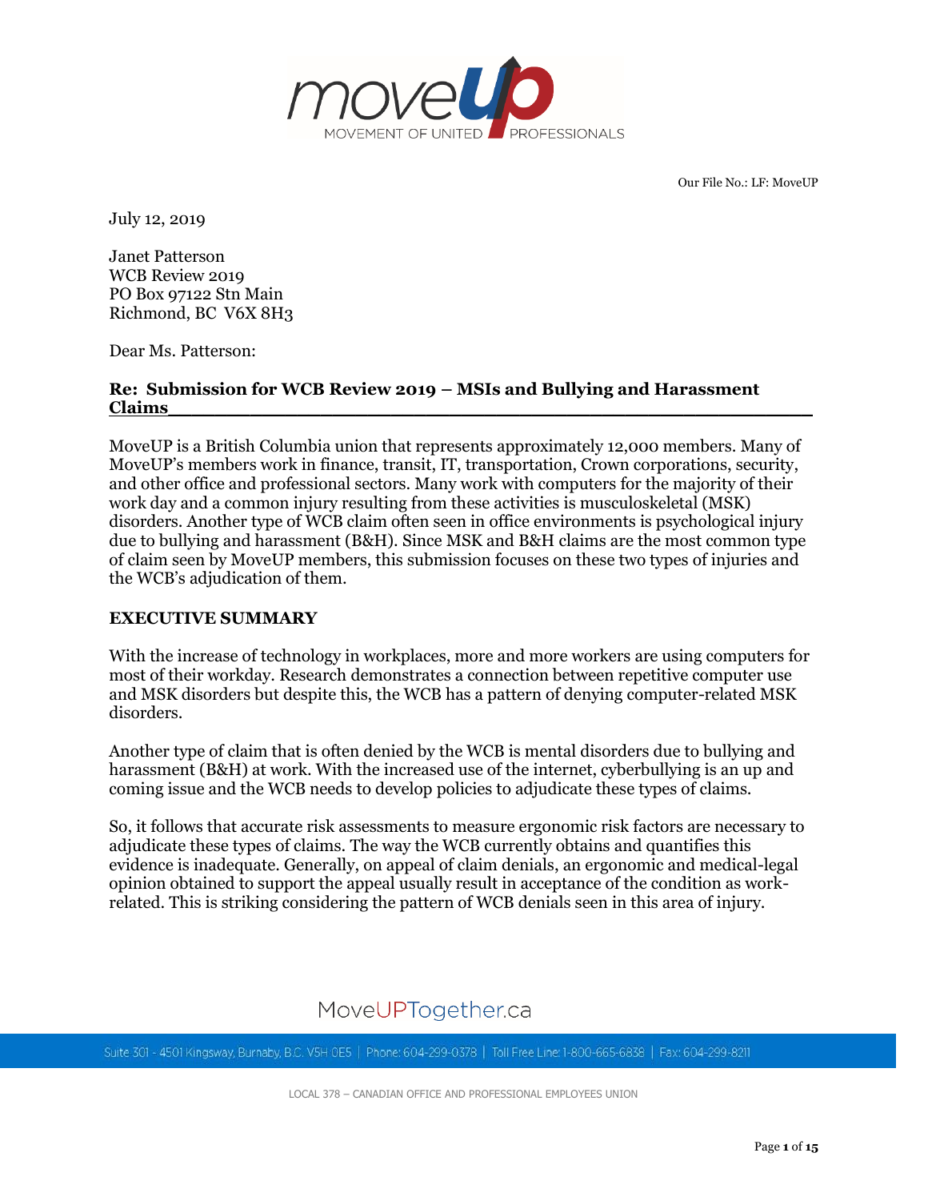Our File No.: LF: MoveUP

July 12, 2019

Janet Patterson
WCB Review 2019
PO Box 97122 Stn Main
Richmond, BC V6X 8H3

Dear Ms. Patterson:

**Re: Submission for WCB Review 2019 – MSIs and Bullying and Harassment Claims**

MoveUP is a British Columbia union that represents approximately 12,000 members. Many of MoveUP's members work in finance, transit, IT, transportation, Crown corporations, security, and other office and professional sectors. Many work with computers for the majority of their work day and a common injury resulting from these activities is musculoskeletal (MSK) disorders. Another type of WCB claim often seen in office environments is psychological injury due to bullying and harassment (B&H). Since MSK and B&H claims are the most common type of claim seen by MoveUP members, this submission focuses on these two types of injuries and the WCB's adjudication of them.

## EXECUTIVE SUMMARY

With the increase of technology in workplaces, more and more workers are using computers for most of their workday. Research demonstrates a connection between repetitive computer use and MSK disorders but despite this, the WCB has a pattern of denying computer-related MSK disorders.

Another type of claim that is often denied by the WCB is mental disorders due to bullying and harassment (B&H) at work. With the increased use of the internet, cyberbullying is an up and coming issue and the WCB needs to develop policies to adjudicate these types of claims.

So, it follows that accurate risk assessments to measure ergonomic risk factors are necessary to adjudicate these types of claims. The way the WCB currently obtains and quantifies this evidence is inadequate. Generally, on appeal of claim denials, an ergonomic and medical-legal opinion obtained to support the appeal usually result in acceptance of the condition as work-related. This is striking considering the pattern of WCB denials seen in this area of injury.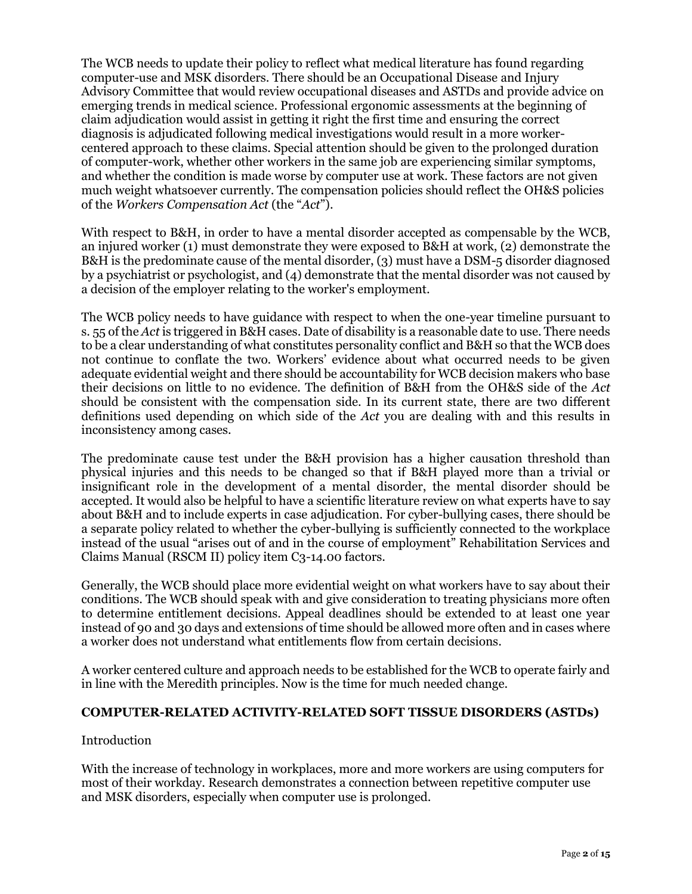The WCB needs to update their policy to reflect what medical literature has found regarding computer-use and MSK disorders. There should be an Occupational Disease and Injury Advisory Committee that would review occupational diseases and ASTDs and provide advice on emerging trends in medical science. Professional ergonomic assessments at the beginning of claim adjudication would assist in getting it right the first time and ensuring the correct diagnosis is adjudicated following medical investigations would result in a more worker-centered approach to these claims. Special attention should be given to the prolonged duration of computer-work, whether other workers in the same job are experiencing similar symptoms, and whether the condition is made worse by computer use at work. These factors are not given much weight whatsoever currently. The compensation policies should reflect the OH&S policies of the *Workers Compensation Act* (the "*Act*").

With respect to B&H, in order to have a mental disorder accepted as compensable by the WCB, an injured worker (1) must demonstrate they were exposed to B&H at work, (2) demonstrate the B&H is the predominate cause of the mental disorder, (3) must have a DSM-5 disorder diagnosed by a psychiatrist or psychologist, and (4) demonstrate that the mental disorder was not caused by a decision of the employer relating to the worker's employment.

The WCB policy needs to have guidance with respect to when the one-year timeline pursuant to s. 55 of the *Act* is triggered in B&H cases. Date of disability is a reasonable date to use. There needs to be a clear understanding of what constitutes personality conflict and B&H so that the WCB does not continue to conflate the two. Workers' evidence about what occurred needs to be given adequate evidential weight and there should be accountability for WCB decision makers who base their decisions on little to no evidence. The definition of B&H from the OH&S side of the *Act* should be consistent with the compensation side. In its current state, there are two different definitions used depending on which side of the *Act* you are dealing with and this results in inconsistency among cases.

The predominate cause test under the B&H provision has a higher causation threshold than physical injuries and this needs to be changed so that if B&H played more than a trivial or insignificant role in the development of a mental disorder, the mental disorder should be accepted. It would also be helpful to have a scientific literature review on what experts have to say about B&H and to include experts in case adjudication. For cyber-bullying cases, there should be a separate policy related to whether the cyber-bullying is sufficiently connected to the workplace instead of the usual "arises out of and in the course of employment" Rehabilitation Services and Claims Manual (RSCM II) policy item C3-14.00 factors.

Generally, the WCB should place more evidential weight on what workers have to say about their conditions. The WCB should speak with and give consideration to treating physicians more often to determine entitlement decisions. Appeal deadlines should be extended to at least one year instead of 90 and 30 days and extensions of time should be allowed more often and in cases where a worker does not understand what entitlements flow from certain decisions.

A worker centered culture and approach needs to be established for the WCB to operate fairly and in line with the Meredith principles. Now is the time for much needed change.

## COMPUTER-RELATED ACTIVITY-RELATED SOFT TISSUE DISORDERS (ASTDs)

Introduction

With the increase of technology in workplaces, more and more workers are using computers for most of their workday. Research demonstrates a connection between repetitive computer use and MSK disorders, especially when computer use is prolonged.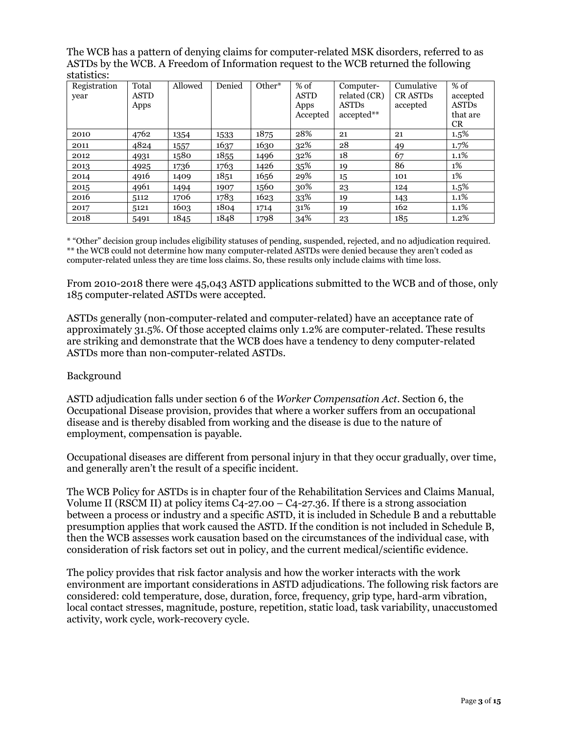The WCB has a pattern of denying claims for computer-related MSK disorders, referred to as ASTDs by the WCB. A Freedom of Information request to the WCB returned the following statistics:

| Registration year | Total ASTD Apps | Allowed | Denied | Other* | % of ASTD Apps Accepted | Computer-related (CR) ASTDs accepted** | Cumulative CR ASTDs accepted | % of accepted ASTDs that are CR |
|---|---|---|---|---|---|---|---|---|
| 2010 | 4762 | 1354 | 1533 | 1875 | 28% | 21 | 21 | 1.5% |
| 2011 | 4824 | 1557 | 1637 | 1630 | 32% | 28 | 49 | 1.7% |
| 2012 | 4931 | 1580 | 1855 | 1496 | 32% | 18 | 67 | 1.1% |
| 2013 | 4925 | 1736 | 1763 | 1426 | 35% | 19 | 86 | 1% |
| 2014 | 4916 | 1409 | 1851 | 1656 | 29% | 15 | 101 | 1% |
| 2015 | 4961 | 1494 | 1907 | 1560 | 30% | 23 | 124 | 1.5% |
| 2016 | 5112 | 1706 | 1783 | 1623 | 33% | 19 | 143 | 1.1% |
| 2017 | 5121 | 1603 | 1804 | 1714 | 31% | 19 | 162 | 1.1% |
| 2018 | 5491 | 1845 | 1848 | 1798 | 34% | 23 | 185 | 1.2% |

* "Other" decision group includes eligibility statuses of pending, suspended, rejected, and no adjudication required.
** the WCB could not determine how many computer-related ASTDs were denied because they aren't coded as computer-related unless they are time loss claims. So, these results only include claims with time loss.

From 2010-2018 there were 45,043 ASTD applications submitted to the WCB and of those, only 185 computer-related ASTDs were accepted.

ASTDs generally (non-computer-related and computer-related) have an acceptance rate of approximately 31.5%. Of those accepted claims only 1.2% are computer-related. These results are striking and demonstrate that the WCB does have a tendency to deny computer-related ASTDs more than non-computer-related ASTDs.

Background

ASTD adjudication falls under section 6 of the *Worker Compensation Act*. Section 6, the Occupational Disease provision, provides that where a worker suffers from an occupational disease and is thereby disabled from working and the disease is due to the nature of employment, compensation is payable.

Occupational diseases are different from personal injury in that they occur gradually, over time, and generally aren't the result of a specific incident.

The WCB Policy for ASTDs is in chapter four of the Rehabilitation Services and Claims Manual, Volume II (RSCM II) at policy items C4-27.00 – C4-27.36. If there is a strong association between a process or industry and a specific ASTD, it is included in Schedule B and a rebuttable presumption applies that work caused the ASTD. If the condition is not included in Schedule B, then the WCB assesses work causation based on the circumstances of the individual case, with consideration of risk factors set out in policy, and the current medical/scientific evidence.

The policy provides that risk factor analysis and how the worker interacts with the work environment are important considerations in ASTD adjudications. The following risk factors are considered: cold temperature, dose, duration, force, frequency, grip type, hard-arm vibration, local contact stresses, magnitude, posture, repetition, static load, task variability, unaccustomed activity, work cycle, work-recovery cycle.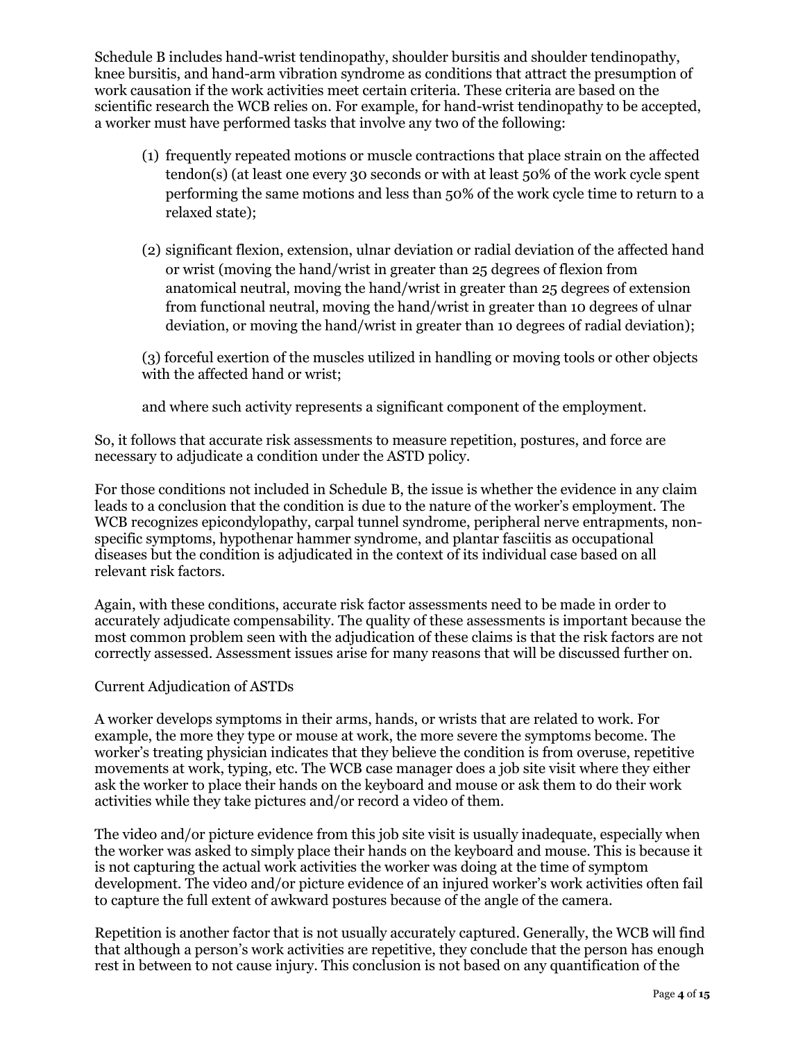Schedule B includes hand-wrist tendinopathy, shoulder bursitis and shoulder tendinopathy, knee bursitis, and hand-arm vibration syndrome as conditions that attract the presumption of work causation if the work activities meet certain criteria. These criteria are based on the scientific research the WCB relies on. For example, for hand-wrist tendinopathy to be accepted, a worker must have performed tasks that involve any two of the following:

(1) frequently repeated motions or muscle contractions that place strain on the affected tendon(s) (at least one every 30 seconds or with at least 50% of the work cycle spent performing the same motions and less than 50% of the work cycle time to return to a relaxed state);

(2) significant flexion, extension, ulnar deviation or radial deviation of the affected hand or wrist (moving the hand/wrist in greater than 25 degrees of flexion from anatomical neutral, moving the hand/wrist in greater than 25 degrees of extension from functional neutral, moving the hand/wrist in greater than 10 degrees of ulnar deviation, or moving the hand/wrist in greater than 10 degrees of radial deviation);

(3) forceful exertion of the muscles utilized in handling or moving tools or other objects with the affected hand or wrist;

and where such activity represents a significant component of the employment.

So, it follows that accurate risk assessments to measure repetition, postures, and force are necessary to adjudicate a condition under the ASTD policy.

For those conditions not included in Schedule B, the issue is whether the evidence in any claim leads to a conclusion that the condition is due to the nature of the worker's employment. The WCB recognizes epicondylopathy, carpal tunnel syndrome, peripheral nerve entrapments, non-specific symptoms, hypothenar hammer syndrome, and plantar fasciitis as occupational diseases but the condition is adjudicated in the context of its individual case based on all relevant risk factors.

Again, with these conditions, accurate risk factor assessments need to be made in order to accurately adjudicate compensability. The quality of these assessments is important because the most common problem seen with the adjudication of these claims is that the risk factors are not correctly assessed. Assessment issues arise for many reasons that will be discussed further on.

Current Adjudication of ASTDs

A worker develops symptoms in their arms, hands, or wrists that are related to work. For example, the more they type or mouse at work, the more severe the symptoms become. The worker's treating physician indicates that they believe the condition is from overuse, repetitive movements at work, typing, etc. The WCB case manager does a job site visit where they either ask the worker to place their hands on the keyboard and mouse or ask them to do their work activities while they take pictures and/or record a video of them.

The video and/or picture evidence from this job site visit is usually inadequate, especially when the worker was asked to simply place their hands on the keyboard and mouse. This is because it is not capturing the actual work activities the worker was doing at the time of symptom development. The video and/or picture evidence of an injured worker's work activities often fail to capture the full extent of awkward postures because of the angle of the camera.

Repetition is another factor that is not usually accurately captured. Generally, the WCB will find that although a person's work activities are repetitive, they conclude that the person has enough rest in between to not cause injury. This conclusion is not based on any quantification of the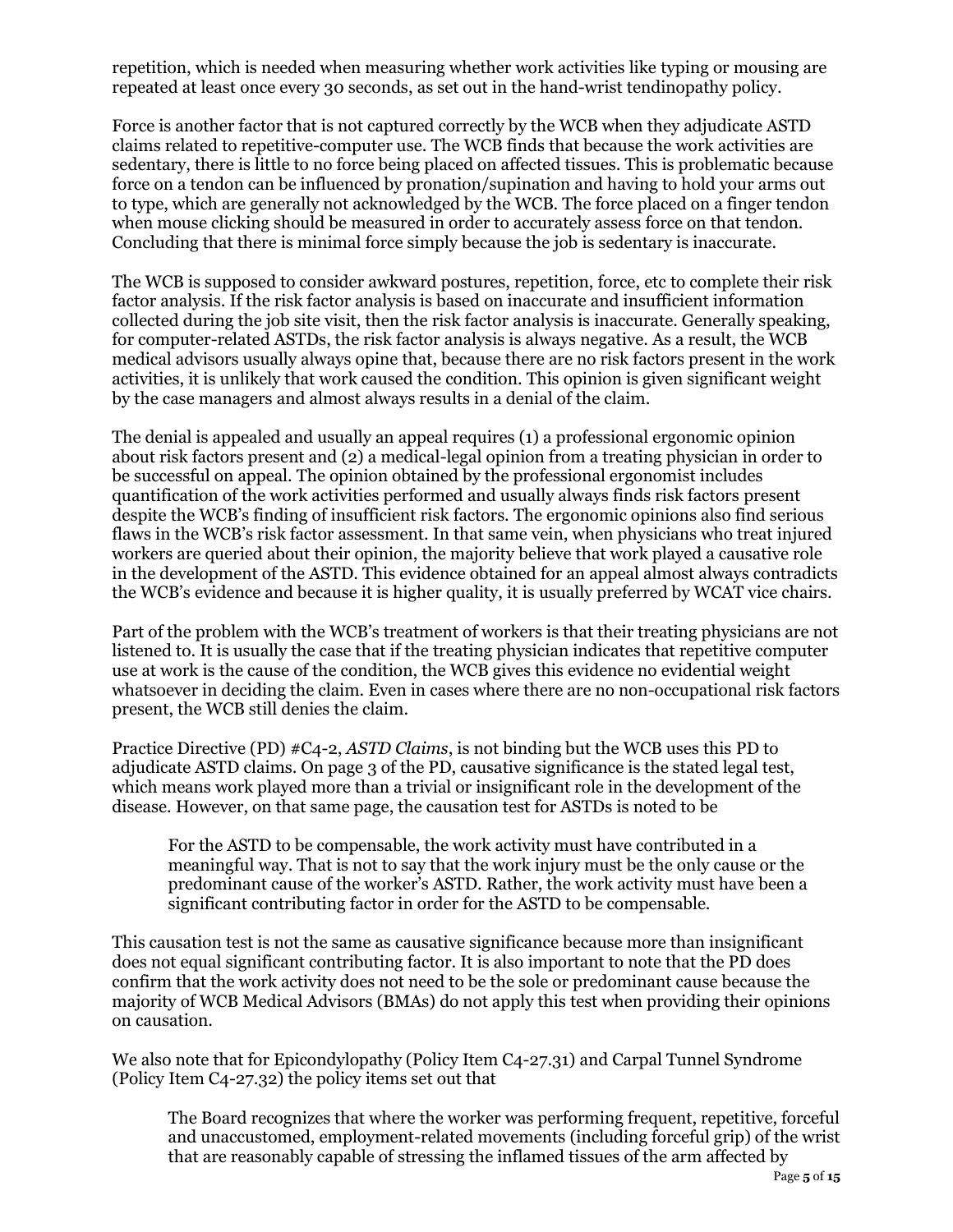repetition, which is needed when measuring whether work activities like typing or mousing are repeated at least once every 30 seconds, as set out in the hand-wrist tendinopathy policy.

Force is another factor that is not captured correctly by the WCB when they adjudicate ASTD claims related to repetitive-computer use. The WCB finds that because the work activities are sedentary, there is little to no force being placed on affected tissues. This is problematic because force on a tendon can be influenced by pronation/supination and having to hold your arms out to type, which are generally not acknowledged by the WCB. The force placed on a finger tendon when mouse clicking should be measured in order to accurately assess force on that tendon. Concluding that there is minimal force simply because the job is sedentary is inaccurate.

The WCB is supposed to consider awkward postures, repetition, force, etc to complete their risk factor analysis. If the risk factor analysis is based on inaccurate and insufficient information collected during the job site visit, then the risk factor analysis is inaccurate. Generally speaking, for computer-related ASTDs, the risk factor analysis is always negative. As a result, the WCB medical advisors usually always opine that, because there are no risk factors present in the work activities, it is unlikely that work caused the condition. This opinion is given significant weight by the case managers and almost always results in a denial of the claim.

The denial is appealed and usually an appeal requires (1) a professional ergonomic opinion about risk factors present and (2) a medical-legal opinion from a treating physician in order to be successful on appeal. The opinion obtained by the professional ergonomist includes quantification of the work activities performed and usually always finds risk factors present despite the WCB's finding of insufficient risk factors. The ergonomic opinions also find serious flaws in the WCB's risk factor assessment. In that same vein, when physicians who treat injured workers are queried about their opinion, the majority believe that work played a causative role in the development of the ASTD. This evidence obtained for an appeal almost always contradicts the WCB's evidence and because it is higher quality, it is usually preferred by WCAT vice chairs.

Part of the problem with the WCB's treatment of workers is that their treating physicians are not listened to. It is usually the case that if the treating physician indicates that repetitive computer use at work is the cause of the condition, the WCB gives this evidence no evidential weight whatsoever in deciding the claim. Even in cases where there are no non-occupational risk factors present, the WCB still denies the claim.

Practice Directive (PD) #C4-2, *ASTD Claims*, is not binding but the WCB uses this PD to adjudicate ASTD claims. On page 3 of the PD, causative significance is the stated legal test, which means work played more than a trivial or insignificant role in the development of the disease. However, on that same page, the causation test for ASTDs is noted to be

> For the ASTD to be compensable, the work activity must have contributed in a meaningful way. That is not to say that the work injury must be the only cause or the predominant cause of the worker's ASTD. Rather, the work activity must have been a significant contributing factor in order for the ASTD to be compensable.

This causation test is not the same as causative significance because more than insignificant does not equal significant contributing factor. It is also important to note that the PD does confirm that the work activity does not need to be the sole or predominant cause because the majority of WCB Medical Advisors (BMAs) do not apply this test when providing their opinions on causation.

We also note that for Epicondylopathy (Policy Item C4-27.31) and Carpal Tunnel Syndrome (Policy Item C4-27.32) the policy items set out that

> The Board recognizes that where the worker was performing frequent, repetitive, forceful and unaccustomed, employment-related movements (including forceful grip) of the wrist that are reasonably capable of stressing the inflamed tissues of the arm affected by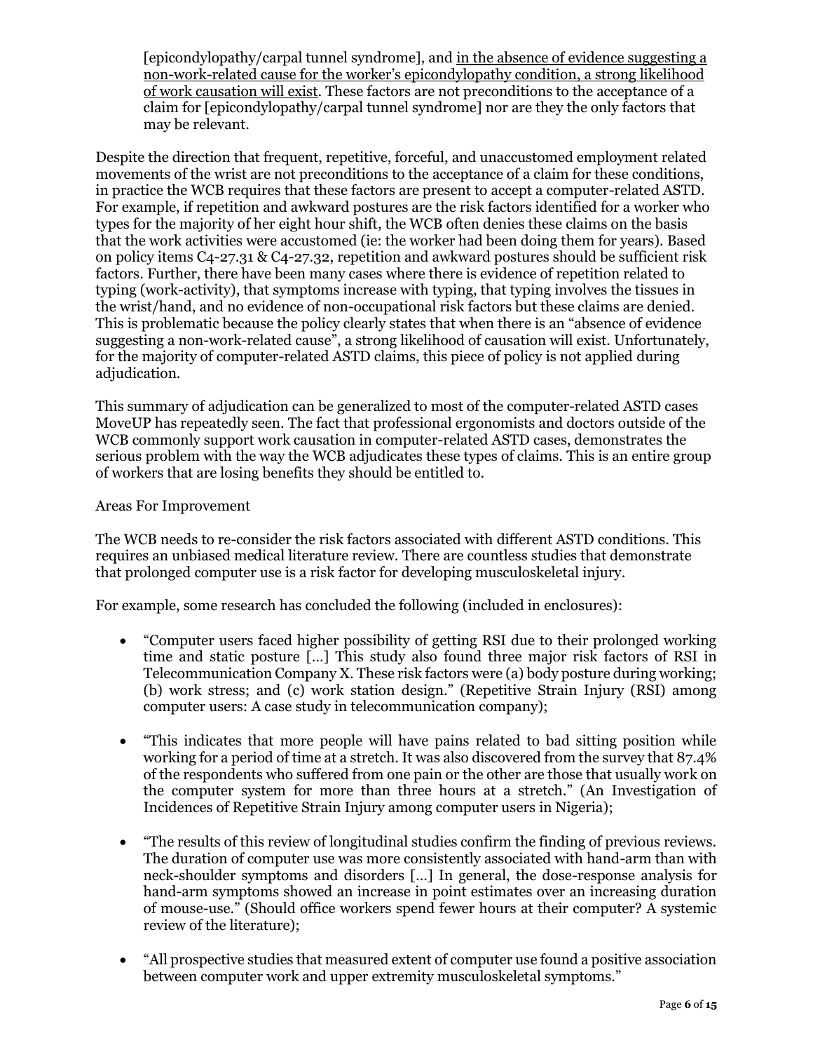[epicondylopathy/carpal tunnel syndrome], and <u>in the absence of evidence suggesting a non-work-related cause for the worker's epicondylopathy condition, a strong likelihood of work causation will exist</u>. These factors are not preconditions to the acceptance of a claim for [epicondylopathy/carpal tunnel syndrome] nor are they the only factors that may be relevant.

Despite the direction that frequent, repetitive, forceful, and unaccustomed employment related movements of the wrist are not preconditions to the acceptance of a claim for these conditions, in practice the WCB requires that these factors are present to accept a computer-related ASTD. For example, if repetition and awkward postures are the risk factors identified for a worker who types for the majority of her eight hour shift, the WCB often denies these claims on the basis that the work activities were accustomed (ie: the worker had been doing them for years). Based on policy items C4-27.31 & C4-27.32, repetition and awkward postures should be sufficient risk factors. Further, there have been many cases where there is evidence of repetition related to typing (work-activity), that symptoms increase with typing, that typing involves the tissues in the wrist/hand, and no evidence of non-occupational risk factors but these claims are denied. This is problematic because the policy clearly states that when there is an "absence of evidence suggesting a non-work-related cause", a strong likelihood of causation will exist. Unfortunately, for the majority of computer-related ASTD claims, this piece of policy is not applied during adjudication.

This summary of adjudication can be generalized to most of the computer-related ASTD cases MoveUP has repeatedly seen. The fact that professional ergonomists and doctors outside of the WCB commonly support work causation in computer-related ASTD cases, demonstrates the serious problem with the way the WCB adjudicates these types of claims. This is an entire group of workers that are losing benefits they should be entitled to.

Areas For Improvement

The WCB needs to re-consider the risk factors associated with different ASTD conditions. This requires an unbiased medical literature review. There are countless studies that demonstrate that prolonged computer use is a risk factor for developing musculoskeletal injury.

For example, some research has concluded the following (included in enclosures):

- "Computer users faced higher possibility of getting RSI due to their prolonged working time and static posture […] This study also found three major risk factors of RSI in Telecommunication Company X. These risk factors were (a) body posture during working; (b) work stress; and (c) work station design." (Repetitive Strain Injury (RSI) among computer users: A case study in telecommunication company);
- "This indicates that more people will have pains related to bad sitting position while working for a period of time at a stretch. It was also discovered from the survey that 87.4% of the respondents who suffered from one pain or the other are those that usually work on the computer system for more than three hours at a stretch." (An Investigation of Incidences of Repetitive Strain Injury among computer users in Nigeria);
- "The results of this review of longitudinal studies confirm the finding of previous reviews. The duration of computer use was more consistently associated with hand-arm than with neck-shoulder symptoms and disorders […] In general, the dose-response analysis for hand-arm symptoms showed an increase in point estimates over an increasing duration of mouse-use." (Should office workers spend fewer hours at their computer? A systemic review of the literature);
- "All prospective studies that measured extent of computer use found a positive association between computer work and upper extremity musculoskeletal symptoms."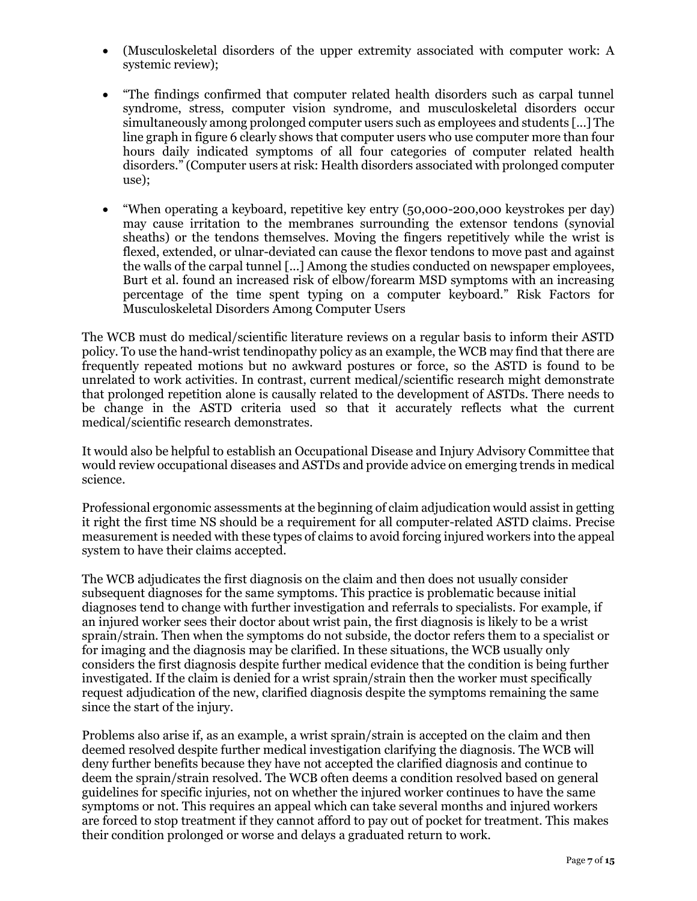- (Musculoskeletal disorders of the upper extremity associated with computer work: A systemic review);

- "The findings confirmed that computer related health disorders such as carpal tunnel syndrome, stress, computer vision syndrome, and musculoskeletal disorders occur simultaneously among prolonged computer users such as employees and students [...] The line graph in figure 6 clearly shows that computer users who use computer more than four hours daily indicated symptoms of all four categories of computer related health disorders." (Computer users at risk: Health disorders associated with prolonged computer use);

- "When operating a keyboard, repetitive key entry (50,000-200,000 keystrokes per day) may cause irritation to the membranes surrounding the extensor tendons (synovial sheaths) or the tendons themselves. Moving the fingers repetitively while the wrist is flexed, extended, or ulnar-deviated can cause the flexor tendons to move past and against the walls of the carpal tunnel [...] Among the studies conducted on newspaper employees, Burt et al. found an increased risk of elbow/forearm MSD symptoms with an increasing percentage of the time spent typing on a computer keyboard." Risk Factors for Musculoskeletal Disorders Among Computer Users

The WCB must do medical/scientific literature reviews on a regular basis to inform their ASTD policy. To use the hand-wrist tendinopathy policy as an example, the WCB may find that there are frequently repeated motions but no awkward postures or force, so the ASTD is found to be unrelated to work activities. In contrast, current medical/scientific research might demonstrate that prolonged repetition alone is causally related to the development of ASTDs. There needs to be change in the ASTD criteria used so that it accurately reflects what the current medical/scientific research demonstrates.

It would also be helpful to establish an Occupational Disease and Injury Advisory Committee that would review occupational diseases and ASTDs and provide advice on emerging trends in medical science.

Professional ergonomic assessments at the beginning of claim adjudication would assist in getting it right the first time NS should be a requirement for all computer-related ASTD claims. Precise measurement is needed with these types of claims to avoid forcing injured workers into the appeal system to have their claims accepted.

The WCB adjudicates the first diagnosis on the claim and then does not usually consider subsequent diagnoses for the same symptoms. This practice is problematic because initial diagnoses tend to change with further investigation and referrals to specialists. For example, if an injured worker sees their doctor about wrist pain, the first diagnosis is likely to be a wrist sprain/strain. Then when the symptoms do not subside, the doctor refers them to a specialist or for imaging and the diagnosis may be clarified. In these situations, the WCB usually only considers the first diagnosis despite further medical evidence that the condition is being further investigated. If the claim is denied for a wrist sprain/strain then the worker must specifically request adjudication of the new, clarified diagnosis despite the symptoms remaining the same since the start of the injury.

Problems also arise if, as an example, a wrist sprain/strain is accepted on the claim and then deemed resolved despite further medical investigation clarifying the diagnosis. The WCB will deny further benefits because they have not accepted the clarified diagnosis and continue to deem the sprain/strain resolved. The WCB often deems a condition resolved based on general guidelines for specific injuries, not on whether the injured worker continues to have the same symptoms or not. This requires an appeal which can take several months and injured workers are forced to stop treatment if they cannot afford to pay out of pocket for treatment. This makes their condition prolonged or worse and delays a graduated return to work.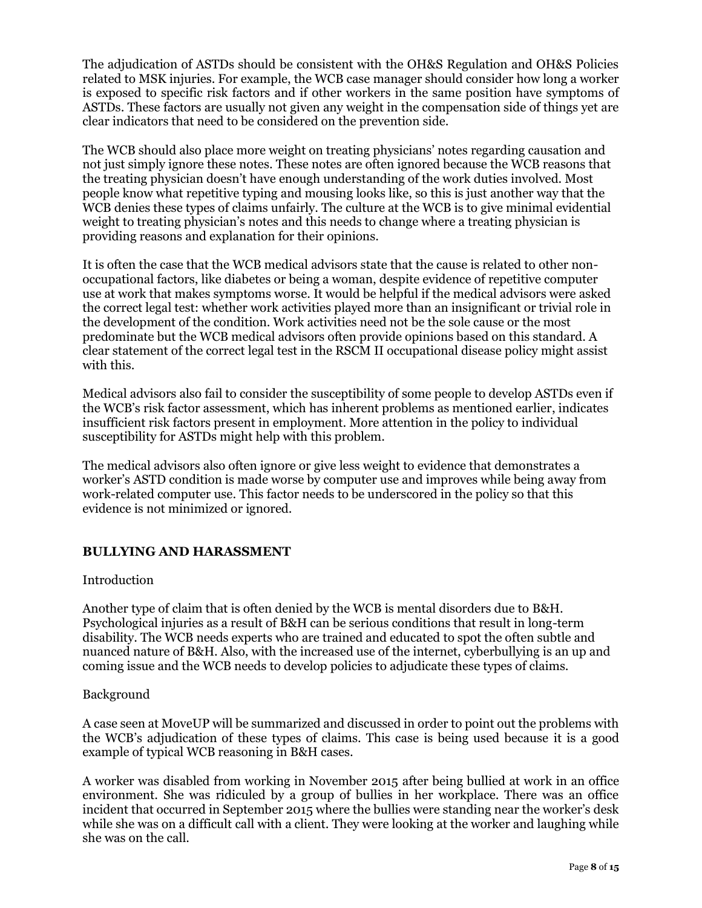The adjudication of ASTDs should be consistent with the OH&S Regulation and OH&S Policies related to MSK injuries. For example, the WCB case manager should consider how long a worker is exposed to specific risk factors and if other workers in the same position have symptoms of ASTDs. These factors are usually not given any weight in the compensation side of things yet are clear indicators that need to be considered on the prevention side.

The WCB should also place more weight on treating physicians' notes regarding causation and not just simply ignore these notes. These notes are often ignored because the WCB reasons that the treating physician doesn't have enough understanding of the work duties involved. Most people know what repetitive typing and mousing looks like, so this is just another way that the WCB denies these types of claims unfairly. The culture at the WCB is to give minimal evidential weight to treating physician's notes and this needs to change where a treating physician is providing reasons and explanation for their opinions.

It is often the case that the WCB medical advisors state that the cause is related to other non-occupational factors, like diabetes or being a woman, despite evidence of repetitive computer use at work that makes symptoms worse. It would be helpful if the medical advisors were asked the correct legal test: whether work activities played more than an insignificant or trivial role in the development of the condition. Work activities need not be the sole cause or the most predominate but the WCB medical advisors often provide opinions based on this standard. A clear statement of the correct legal test in the RSCM II occupational disease policy might assist with this.

Medical advisors also fail to consider the susceptibility of some people to develop ASTDs even if the WCB's risk factor assessment, which has inherent problems as mentioned earlier, indicates insufficient risk factors present in employment. More attention in the policy to individual susceptibility for ASTDs might help with this problem.

The medical advisors also often ignore or give less weight to evidence that demonstrates a worker's ASTD condition is made worse by computer use and improves while being away from work-related computer use. This factor needs to be underscored in the policy so that this evidence is not minimized or ignored.

## BULLYING AND HARASSMENT

### Introduction

Another type of claim that is often denied by the WCB is mental disorders due to B&H. Psychological injuries as a result of B&H can be serious conditions that result in long-term disability. The WCB needs experts who are trained and educated to spot the often subtle and nuanced nature of B&H. Also, with the increased use of the internet, cyberbullying is an up and coming issue and the WCB needs to develop policies to adjudicate these types of claims.

### Background

A case seen at MoveUP will be summarized and discussed in order to point out the problems with the WCB's adjudication of these types of claims. This case is being used because it is a good example of typical WCB reasoning in B&H cases.

A worker was disabled from working in November 2015 after being bullied at work in an office environment. She was ridiculed by a group of bullies in her workplace. There was an office incident that occurred in September 2015 where the bullies were standing near the worker's desk while she was on a difficult call with a client. They were looking at the worker and laughing while she was on the call.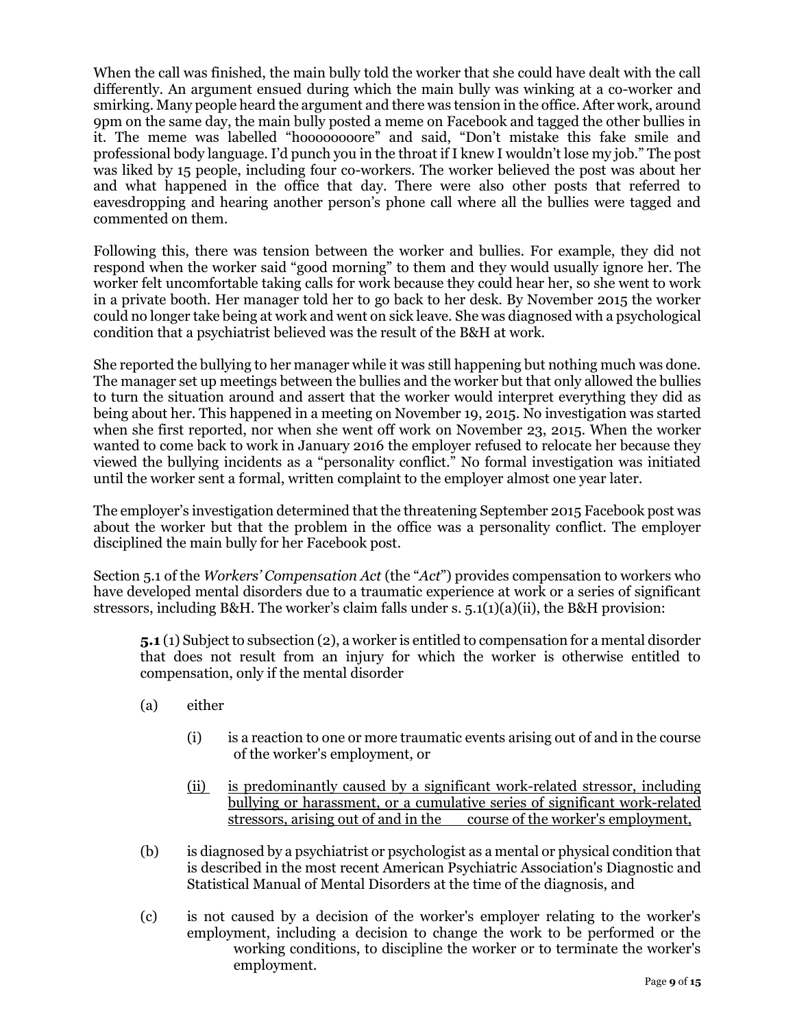When the call was finished, the main bully told the worker that she could have dealt with the call differently. An argument ensued during which the main bully was winking at a co-worker and smirking. Many people heard the argument and there was tension in the office. After work, around 9pm on the same day, the main bully posted a meme on Facebook and tagged the other bullies in it. The meme was labelled "hoooooooore" and said, "Don't mistake this fake smile and professional body language. I'd punch you in the throat if I knew I wouldn't lose my job." The post was liked by 15 people, including four co-workers. The worker believed the post was about her and what happened in the office that day. There were also other posts that referred to eavesdropping and hearing another person's phone call where all the bullies were tagged and commented on them.

Following this, there was tension between the worker and bullies. For example, they did not respond when the worker said "good morning" to them and they would usually ignore her. The worker felt uncomfortable taking calls for work because they could hear her, so she went to work in a private booth. Her manager told her to go back to her desk. By November 2015 the worker could no longer take being at work and went on sick leave. She was diagnosed with a psychological condition that a psychiatrist believed was the result of the B&H at work.

She reported the bullying to her manager while it was still happening but nothing much was done. The manager set up meetings between the bullies and the worker but that only allowed the bullies to turn the situation around and assert that the worker would interpret everything they did as being about her. This happened in a meeting on November 19, 2015. No investigation was started when she first reported, nor when she went off work on November 23, 2015. When the worker wanted to come back to work in January 2016 the employer refused to relocate her because they viewed the bullying incidents as a "personality conflict." No formal investigation was initiated until the worker sent a formal, written complaint to the employer almost one year later.

The employer's investigation determined that the threatening September 2015 Facebook post was about the worker but that the problem in the office was a personality conflict. The employer disciplined the main bully for her Facebook post.

Section 5.1 of the *Workers' Compensation Act* (the "*Act*") provides compensation to workers who have developed mental disorders due to a traumatic experience at work or a series of significant stressors, including B&H. The worker's claim falls under s. 5.1(1)(a)(ii), the B&H provision:

> **5.1** (1) Subject to subsection (2), a worker is entitled to compensation for a mental disorder that does not result from an injury for which the worker is otherwise entitled to compensation, only if the mental disorder
>
> (a) either
>
> (i) is a reaction to one or more traumatic events arising out of and in the course of the worker's employment, or
>
> <u>(ii) is predominantly caused by a significant work-related stressor, including bullying or harassment, or a cumulative series of significant work-related stressors, arising out of and in the course of the worker's employment,</u>
>
> (b) is diagnosed by a psychiatrist or psychologist as a mental or physical condition that is described in the most recent American Psychiatric Association's Diagnostic and Statistical Manual of Mental Disorders at the time of the diagnosis, and
>
> (c) is not caused by a decision of the worker's employer relating to the worker's employment, including a decision to change the work to be performed or the working conditions, to discipline the worker or to terminate the worker's employment.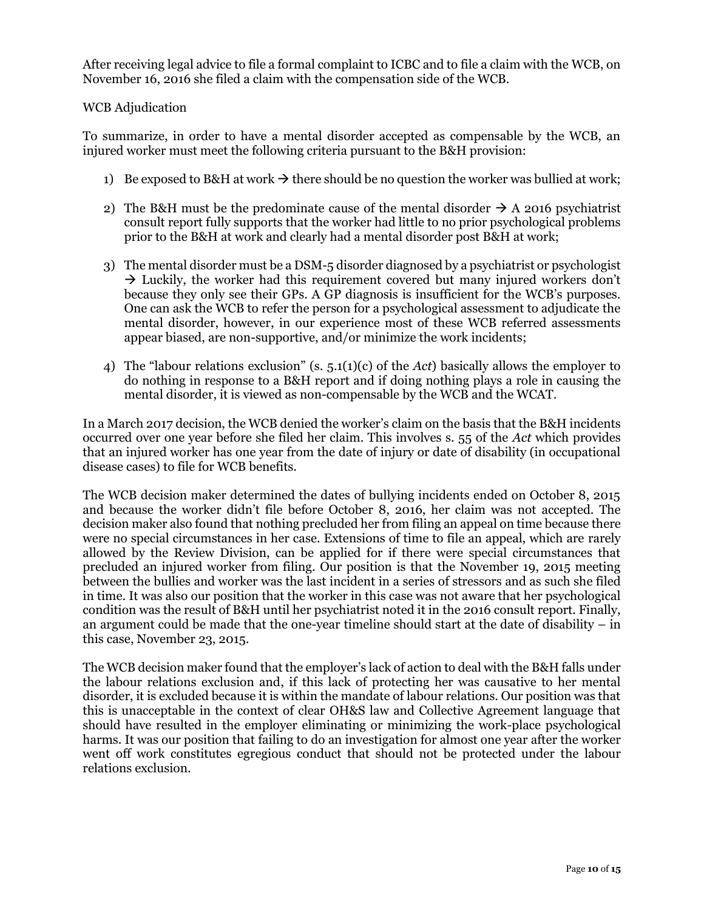After receiving legal advice to file a formal complaint to ICBC and to file a claim with the WCB, on November 16, 2016 she filed a claim with the compensation side of the WCB.

WCB Adjudication

To summarize, in order to have a mental disorder accepted as compensable by the WCB, an injured worker must meet the following criteria pursuant to the B&H provision:

1) Be exposed to B&H at work → there should be no question the worker was bullied at work;

2) The B&H must be the predominate cause of the mental disorder → A 2016 psychiatrist consult report fully supports that the worker had little to no prior psychological problems prior to the B&H at work and clearly had a mental disorder post B&H at work;

3) The mental disorder must be a DSM-5 disorder diagnosed by a psychiatrist or psychologist → Luckily, the worker had this requirement covered but many injured workers don't because they only see their GPs. A GP diagnosis is insufficient for the WCB's purposes. One can ask the WCB to refer the person for a psychological assessment to adjudicate the mental disorder, however, in our experience most of these WCB referred assessments appear biased, are non-supportive, and/or minimize the work incidents;

4) The "labour relations exclusion" (s. 5.1(1)(c) of the *Act*) basically allows the employer to do nothing in response to a B&H report and if doing nothing plays a role in causing the mental disorder, it is viewed as non-compensable by the WCB and the WCAT.

In a March 2017 decision, the WCB denied the worker's claim on the basis that the B&H incidents occurred over one year before she filed her claim. This involves s. 55 of the *Act* which provides that an injured worker has one year from the date of injury or date of disability (in occupational disease cases) to file for WCB benefits.

The WCB decision maker determined the dates of bullying incidents ended on October 8, 2015 and because the worker didn't file before October 8, 2016, her claim was not accepted. The decision maker also found that nothing precluded her from filing an appeal on time because there were no special circumstances in her case. Extensions of time to file an appeal, which are rarely allowed by the Review Division, can be applied for if there were special circumstances that precluded an injured worker from filing. Our position is that the November 19, 2015 meeting between the bullies and worker was the last incident in a series of stressors and as such she filed in time. It was also our position that the worker in this case was not aware that her psychological condition was the result of B&H until her psychiatrist noted it in the 2016 consult report. Finally, an argument could be made that the one-year timeline should start at the date of disability – in this case, November 23, 2015.

The WCB decision maker found that the employer's lack of action to deal with the B&H falls under the labour relations exclusion and, if this lack of protecting her was causative to her mental disorder, it is excluded because it is within the mandate of labour relations. Our position was that this is unacceptable in the context of clear OH&S law and Collective Agreement language that should have resulted in the employer eliminating or minimizing the work-place psychological harms. It was our position that failing to do an investigation for almost one year after the worker went off work constitutes egregious conduct that should not be protected under the labour relations exclusion.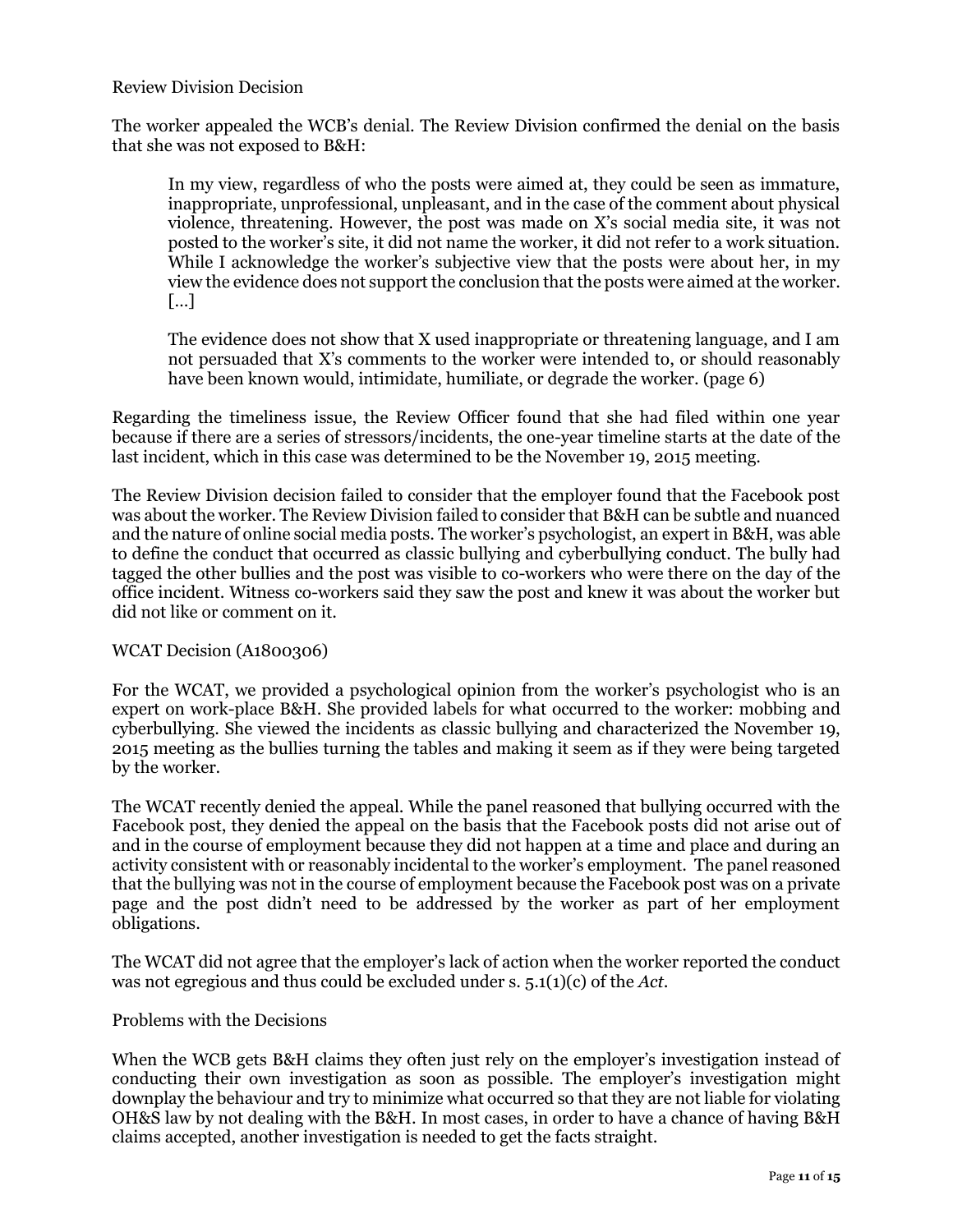### Review Division Decision

The worker appealed the WCB's denial. The Review Division confirmed the denial on the basis that she was not exposed to B&H:

> In my view, regardless of who the posts were aimed at, they could be seen as immature, inappropriate, unprofessional, unpleasant, and in the case of the comment about physical violence, threatening. However, the post was made on X's social media site, it was not posted to the worker's site, it did not name the worker, it did not refer to a work situation. While I acknowledge the worker's subjective view that the posts were about her, in my view the evidence does not support the conclusion that the posts were aimed at the worker. […]
>
> The evidence does not show that X used inappropriate or threatening language, and I am not persuaded that X's comments to the worker were intended to, or should reasonably have been known would, intimidate, humiliate, or degrade the worker. (page 6)

Regarding the timeliness issue, the Review Officer found that she had filed within one year because if there are a series of stressors/incidents, the one-year timeline starts at the date of the last incident, which in this case was determined to be the November 19, 2015 meeting.

The Review Division decision failed to consider that the employer found that the Facebook post was about the worker. The Review Division failed to consider that B&H can be subtle and nuanced and the nature of online social media posts. The worker's psychologist, an expert in B&H, was able to define the conduct that occurred as classic bullying and cyberbullying conduct. The bully had tagged the other bullies and the post was visible to co-workers who were there on the day of the office incident. Witness co-workers said they saw the post and knew it was about the worker but did not like or comment on it.

### WCAT Decision (A1800306)

For the WCAT, we provided a psychological opinion from the worker's psychologist who is an expert on work-place B&H. She provided labels for what occurred to the worker: mobbing and cyberbullying. She viewed the incidents as classic bullying and characterized the November 19, 2015 meeting as the bullies turning the tables and making it seem as if they were being targeted by the worker.

The WCAT recently denied the appeal. While the panel reasoned that bullying occurred with the Facebook post, they denied the appeal on the basis that the Facebook posts did not arise out of and in the course of employment because they did not happen at a time and place and during an activity consistent with or reasonably incidental to the worker's employment. The panel reasoned that the bullying was not in the course of employment because the Facebook post was on a private page and the post didn't need to be addressed by the worker as part of her employment obligations.

The WCAT did not agree that the employer's lack of action when the worker reported the conduct was not egregious and thus could be excluded under s. 5.1(1)(c) of the *Act*.

### Problems with the Decisions

When the WCB gets B&H claims they often just rely on the employer's investigation instead of conducting their own investigation as soon as possible. The employer's investigation might downplay the behaviour and try to minimize what occurred so that they are not liable for violating OH&S law by not dealing with the B&H. In most cases, in order to have a chance of having B&H claims accepted, another investigation is needed to get the facts straight.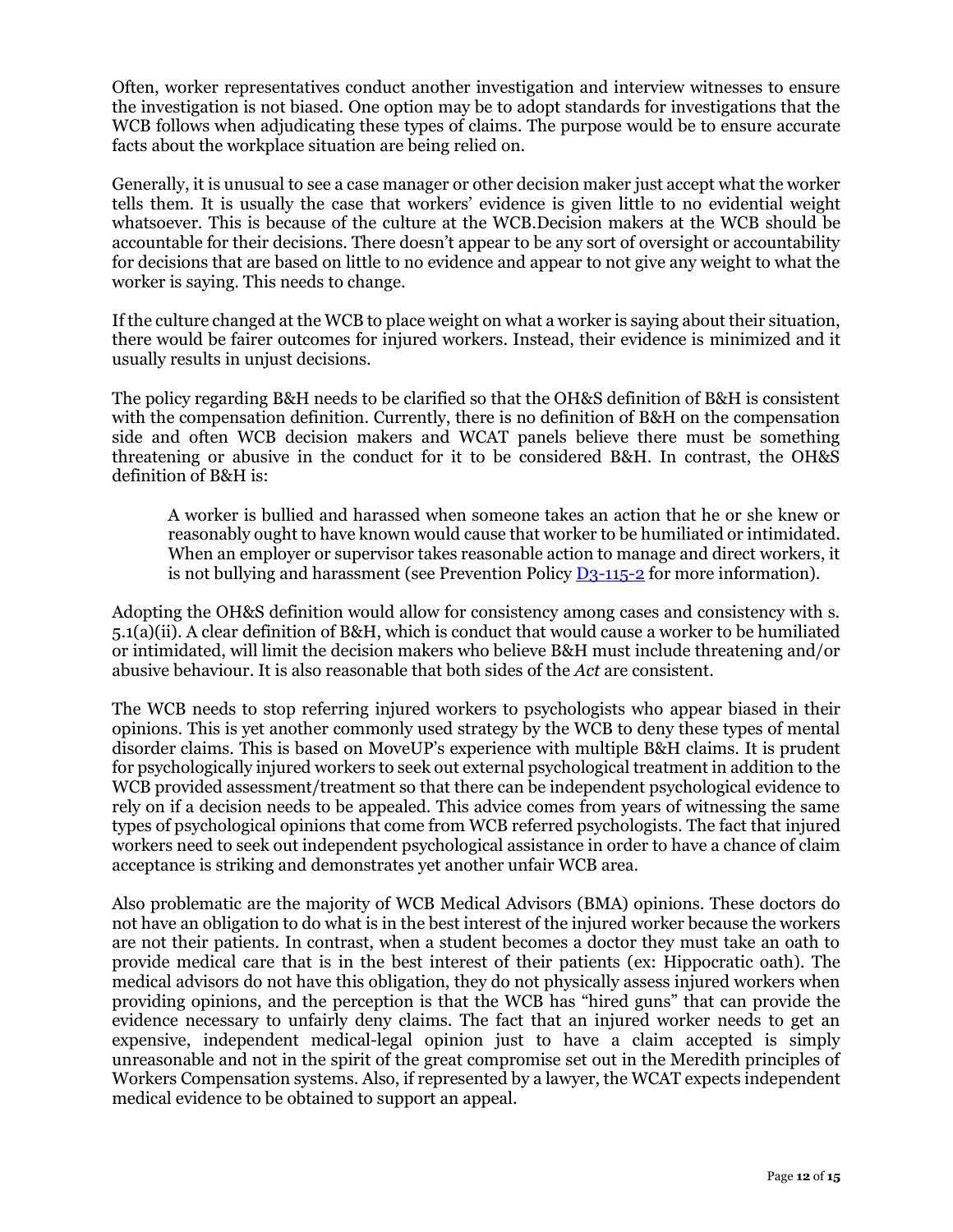Often, worker representatives conduct another investigation and interview witnesses to ensure the investigation is not biased. One option may be to adopt standards for investigations that the WCB follows when adjudicating these types of claims. The purpose would be to ensure accurate facts about the workplace situation are being relied on.

Generally, it is unusual to see a case manager or other decision maker just accept what the worker tells them. It is usually the case that workers' evidence is given little to no evidential weight whatsoever. This is because of the culture at the WCB.Decision makers at the WCB should be accountable for their decisions. There doesn't appear to be any sort of oversight or accountability for decisions that are based on little to no evidence and appear to not give any weight to what the worker is saying. This needs to change.

If the culture changed at the WCB to place weight on what a worker is saying about their situation, there would be fairer outcomes for injured workers. Instead, their evidence is minimized and it usually results in unjust decisions.

The policy regarding B&H needs to be clarified so that the OH&S definition of B&H is consistent with the compensation definition. Currently, there is no definition of B&H on the compensation side and often WCB decision makers and WCAT panels believe there must be something threatening or abusive in the conduct for it to be considered B&H. In contrast, the OH&S definition of B&H is:

> A worker is bullied and harassed when someone takes an action that he or she knew or reasonably ought to have known would cause that worker to be humiliated or intimidated. When an employer or supervisor takes reasonable action to manage and direct workers, it is not bullying and harassment (see Prevention Policy D3-115-2 for more information).

Adopting the OH&S definition would allow for consistency among cases and consistency with s. 5.1(a)(ii). A clear definition of B&H, which is conduct that would cause a worker to be humiliated or intimidated, will limit the decision makers who believe B&H must include threatening and/or abusive behaviour. It is also reasonable that both sides of the *Act* are consistent.

The WCB needs to stop referring injured workers to psychologists who appear biased in their opinions. This is yet another commonly used strategy by the WCB to deny these types of mental disorder claims. This is based on MoveUP's experience with multiple B&H claims. It is prudent for psychologically injured workers to seek out external psychological treatment in addition to the WCB provided assessment/treatment so that there can be independent psychological evidence to rely on if a decision needs to be appealed. This advice comes from years of witnessing the same types of psychological opinions that come from WCB referred psychologists. The fact that injured workers need to seek out independent psychological assistance in order to have a chance of claim acceptance is striking and demonstrates yet another unfair WCB area.

Also problematic are the majority of WCB Medical Advisors (BMA) opinions. These doctors do not have an obligation to do what is in the best interest of the injured worker because the workers are not their patients. In contrast, when a student becomes a doctor they must take an oath to provide medical care that is in the best interest of their patients (ex: Hippocratic oath). The medical advisors do not have this obligation, they do not physically assess injured workers when providing opinions, and the perception is that the WCB has "hired guns" that can provide the evidence necessary to unfairly deny claims. The fact that an injured worker needs to get an expensive, independent medical-legal opinion just to have a claim accepted is simply unreasonable and not in the spirit of the great compromise set out in the Meredith principles of Workers Compensation systems. Also, if represented by a lawyer, the WCAT expects independent medical evidence to be obtained to support an appeal.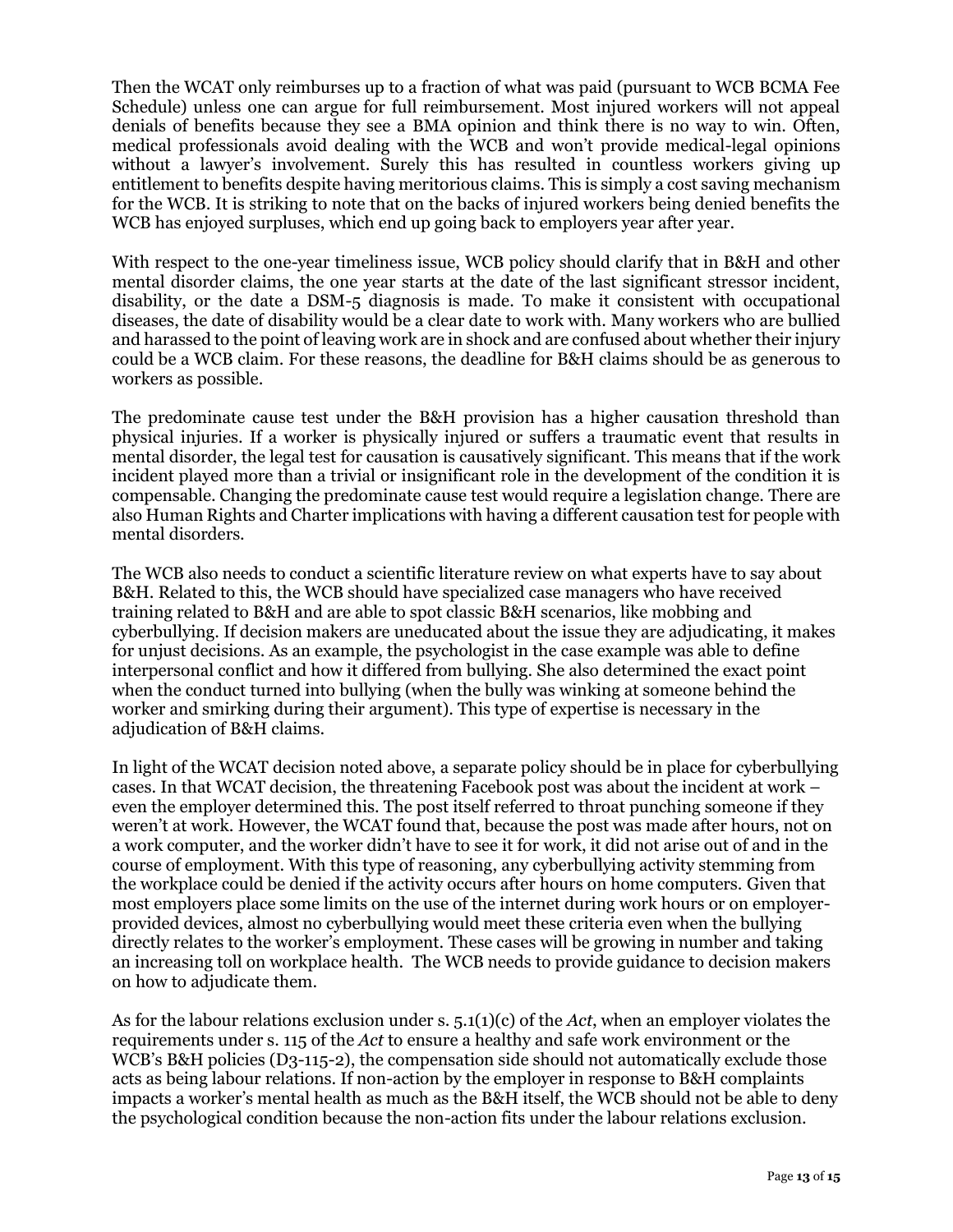Then the WCAT only reimburses up to a fraction of what was paid (pursuant to WCB BCMA Fee Schedule) unless one can argue for full reimbursement. Most injured workers will not appeal denials of benefits because they see a BMA opinion and think there is no way to win. Often, medical professionals avoid dealing with the WCB and won't provide medical-legal opinions without a lawyer's involvement. Surely this has resulted in countless workers giving up entitlement to benefits despite having meritorious claims. This is simply a cost saving mechanism for the WCB. It is striking to note that on the backs of injured workers being denied benefits the WCB has enjoyed surpluses, which end up going back to employers year after year.

With respect to the one-year timeliness issue, WCB policy should clarify that in B&H and other mental disorder claims, the one year starts at the date of the last significant stressor incident, disability, or the date a DSM-5 diagnosis is made. To make it consistent with occupational diseases, the date of disability would be a clear date to work with. Many workers who are bullied and harassed to the point of leaving work are in shock and are confused about whether their injury could be a WCB claim. For these reasons, the deadline for B&H claims should be as generous to workers as possible.

The predominate cause test under the B&H provision has a higher causation threshold than physical injuries. If a worker is physically injured or suffers a traumatic event that results in mental disorder, the legal test for causation is causatively significant. This means that if the work incident played more than a trivial or insignificant role in the development of the condition it is compensable. Changing the predominate cause test would require a legislation change. There are also Human Rights and Charter implications with having a different causation test for people with mental disorders.

The WCB also needs to conduct a scientific literature review on what experts have to say about B&H. Related to this, the WCB should have specialized case managers who have received training related to B&H and are able to spot classic B&H scenarios, like mobbing and cyberbullying. If decision makers are uneducated about the issue they are adjudicating, it makes for unjust decisions. As an example, the psychologist in the case example was able to define interpersonal conflict and how it differed from bullying. She also determined the exact point when the conduct turned into bullying (when the bully was winking at someone behind the worker and smirking during their argument). This type of expertise is necessary in the adjudication of B&H claims.

In light of the WCAT decision noted above, a separate policy should be in place for cyberbullying cases. In that WCAT decision, the threatening Facebook post was about the incident at work – even the employer determined this. The post itself referred to throat punching someone if they weren't at work. However, the WCAT found that, because the post was made after hours, not on a work computer, and the worker didn't have to see it for work, it did not arise out of and in the course of employment. With this type of reasoning, any cyberbullying activity stemming from the workplace could be denied if the activity occurs after hours on home computers. Given that most employers place some limits on the use of the internet during work hours or on employer-provided devices, almost no cyberbullying would meet these criteria even when the bullying directly relates to the worker's employment. These cases will be growing in number and taking an increasing toll on workplace health. The WCB needs to provide guidance to decision makers on how to adjudicate them.

As for the labour relations exclusion under s. 5.1(1)(c) of the *Act*, when an employer violates the requirements under s. 115 of the *Act* to ensure a healthy and safe work environment or the WCB's B&H policies (D3-115-2), the compensation side should not automatically exclude those acts as being labour relations. If non-action by the employer in response to B&H complaints impacts a worker's mental health as much as the B&H itself, the WCB should not be able to deny the psychological condition because the non-action fits under the labour relations exclusion.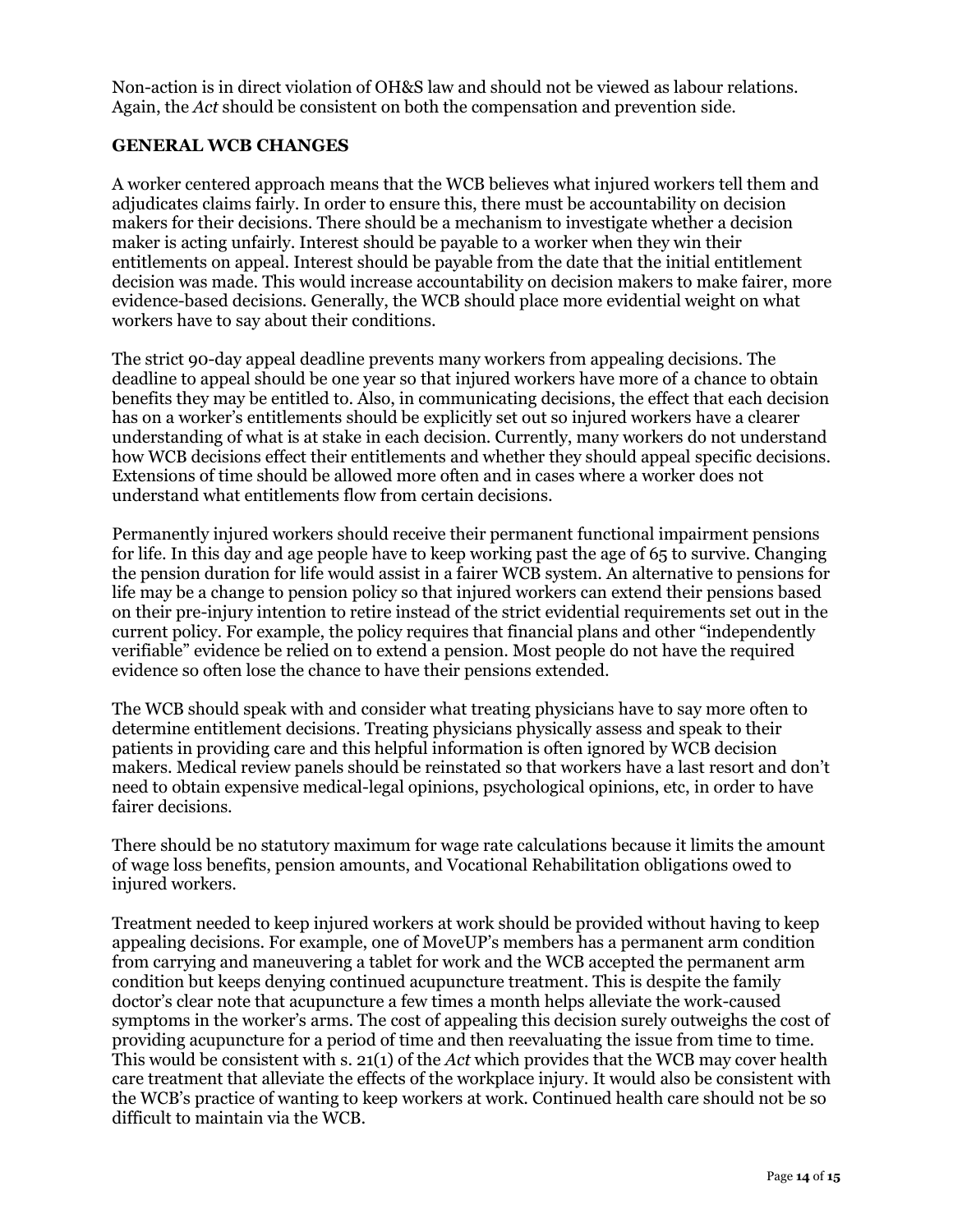Non-action is in direct violation of OH&S law and should not be viewed as labour relations. Again, the *Act* should be consistent on both the compensation and prevention side.

## GENERAL WCB CHANGES

A worker centered approach means that the WCB believes what injured workers tell them and adjudicates claims fairly. In order to ensure this, there must be accountability on decision makers for their decisions. There should be a mechanism to investigate whether a decision maker is acting unfairly. Interest should be payable to a worker when they win their entitlements on appeal. Interest should be payable from the date that the initial entitlement decision was made. This would increase accountability on decision makers to make fairer, more evidence-based decisions. Generally, the WCB should place more evidential weight on what workers have to say about their conditions.

The strict 90-day appeal deadline prevents many workers from appealing decisions. The deadline to appeal should be one year so that injured workers have more of a chance to obtain benefits they may be entitled to. Also, in communicating decisions, the effect that each decision has on a worker's entitlements should be explicitly set out so injured workers have a clearer understanding of what is at stake in each decision. Currently, many workers do not understand how WCB decisions effect their entitlements and whether they should appeal specific decisions. Extensions of time should be allowed more often and in cases where a worker does not understand what entitlements flow from certain decisions.

Permanently injured workers should receive their permanent functional impairment pensions for life. In this day and age people have to keep working past the age of 65 to survive. Changing the pension duration for life would assist in a fairer WCB system. An alternative to pensions for life may be a change to pension policy so that injured workers can extend their pensions based on their pre-injury intention to retire instead of the strict evidential requirements set out in the current policy. For example, the policy requires that financial plans and other "independently verifiable" evidence be relied on to extend a pension. Most people do not have the required evidence so often lose the chance to have their pensions extended.

The WCB should speak with and consider what treating physicians have to say more often to determine entitlement decisions. Treating physicians physically assess and speak to their patients in providing care and this helpful information is often ignored by WCB decision makers. Medical review panels should be reinstated so that workers have a last resort and don't need to obtain expensive medical-legal opinions, psychological opinions, etc, in order to have fairer decisions.

There should be no statutory maximum for wage rate calculations because it limits the amount of wage loss benefits, pension amounts, and Vocational Rehabilitation obligations owed to injured workers.

Treatment needed to keep injured workers at work should be provided without having to keep appealing decisions. For example, one of MoveUP's members has a permanent arm condition from carrying and maneuvering a tablet for work and the WCB accepted the permanent arm condition but keeps denying continued acupuncture treatment. This is despite the family doctor's clear note that acupuncture a few times a month helps alleviate the work-caused symptoms in the worker's arms. The cost of appealing this decision surely outweighs the cost of providing acupuncture for a period of time and then reevaluating the issue from time to time. This would be consistent with s. 21(1) of the *Act* which provides that the WCB may cover health care treatment that alleviate the effects of the workplace injury. It would also be consistent with the WCB's practice of wanting to keep workers at work. Continued health care should not be so difficult to maintain via the WCB.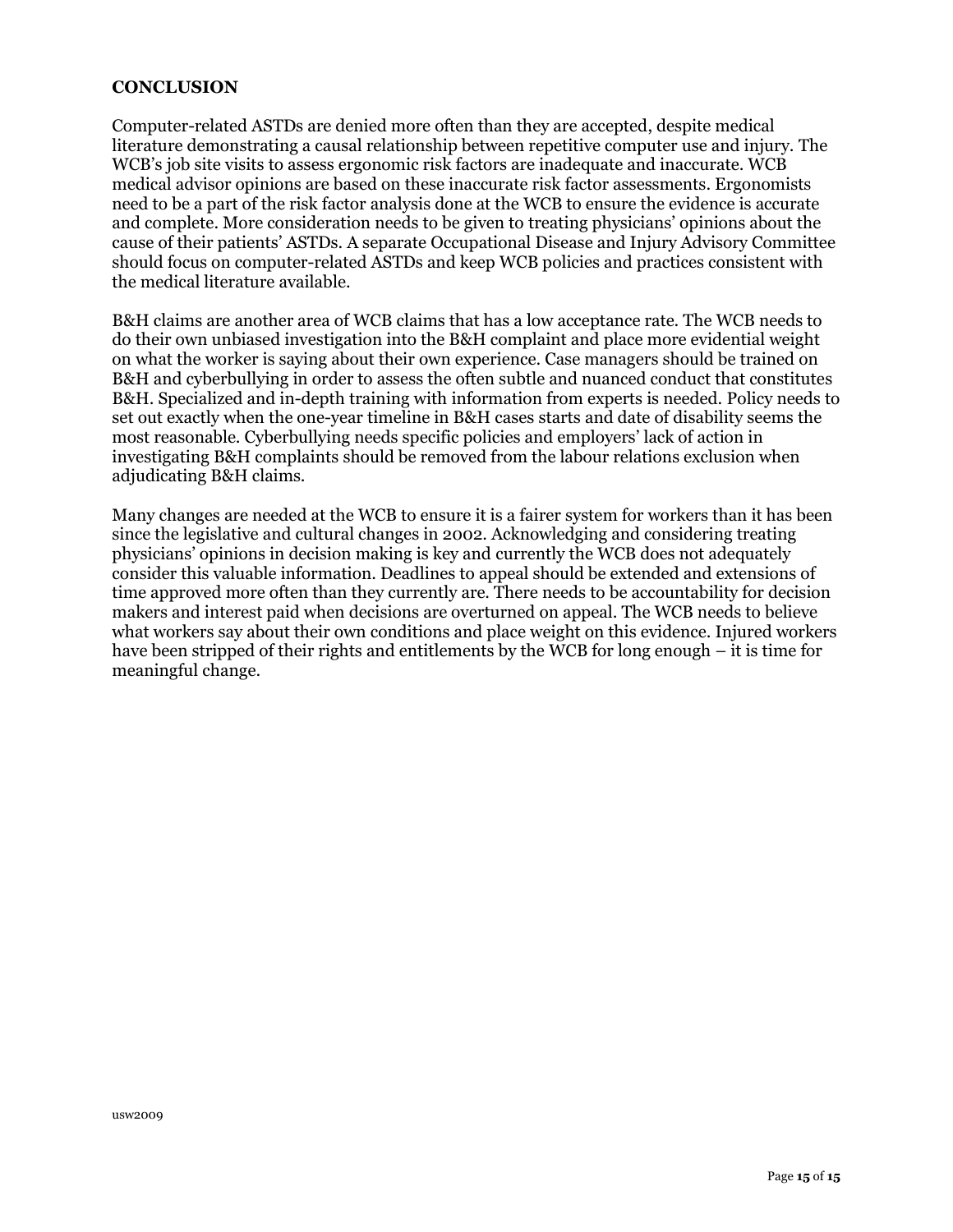## CONCLUSION

Computer-related ASTDs are denied more often than they are accepted, despite medical literature demonstrating a causal relationship between repetitive computer use and injury. The WCB's job site visits to assess ergonomic risk factors are inadequate and inaccurate. WCB medical advisor opinions are based on these inaccurate risk factor assessments. Ergonomists need to be a part of the risk factor analysis done at the WCB to ensure the evidence is accurate and complete. More consideration needs to be given to treating physicians' opinions about the cause of their patients' ASTDs. A separate Occupational Disease and Injury Advisory Committee should focus on computer-related ASTDs and keep WCB policies and practices consistent with the medical literature available.

B&H claims are another area of WCB claims that has a low acceptance rate. The WCB needs to do their own unbiased investigation into the B&H complaint and place more evidential weight on what the worker is saying about their own experience. Case managers should be trained on B&H and cyberbullying in order to assess the often subtle and nuanced conduct that constitutes B&H. Specialized and in-depth training with information from experts is needed. Policy needs to set out exactly when the one-year timeline in B&H cases starts and date of disability seems the most reasonable. Cyberbullying needs specific policies and employers' lack of action in investigating B&H complaints should be removed from the labour relations exclusion when adjudicating B&H claims.

Many changes are needed at the WCB to ensure it is a fairer system for workers than it has been since the legislative and cultural changes in 2002. Acknowledging and considering treating physicians' opinions in decision making is key and currently the WCB does not adequately consider this valuable information. Deadlines to appeal should be extended and extensions of time approved more often than they currently are. There needs to be accountability for decision makers and interest paid when decisions are overturned on appeal. The WCB needs to believe what workers say about their own conditions and place weight on this evidence. Injured workers have been stripped of their rights and entitlements by the WCB for long enough – it is time for meaningful change.

usw2009